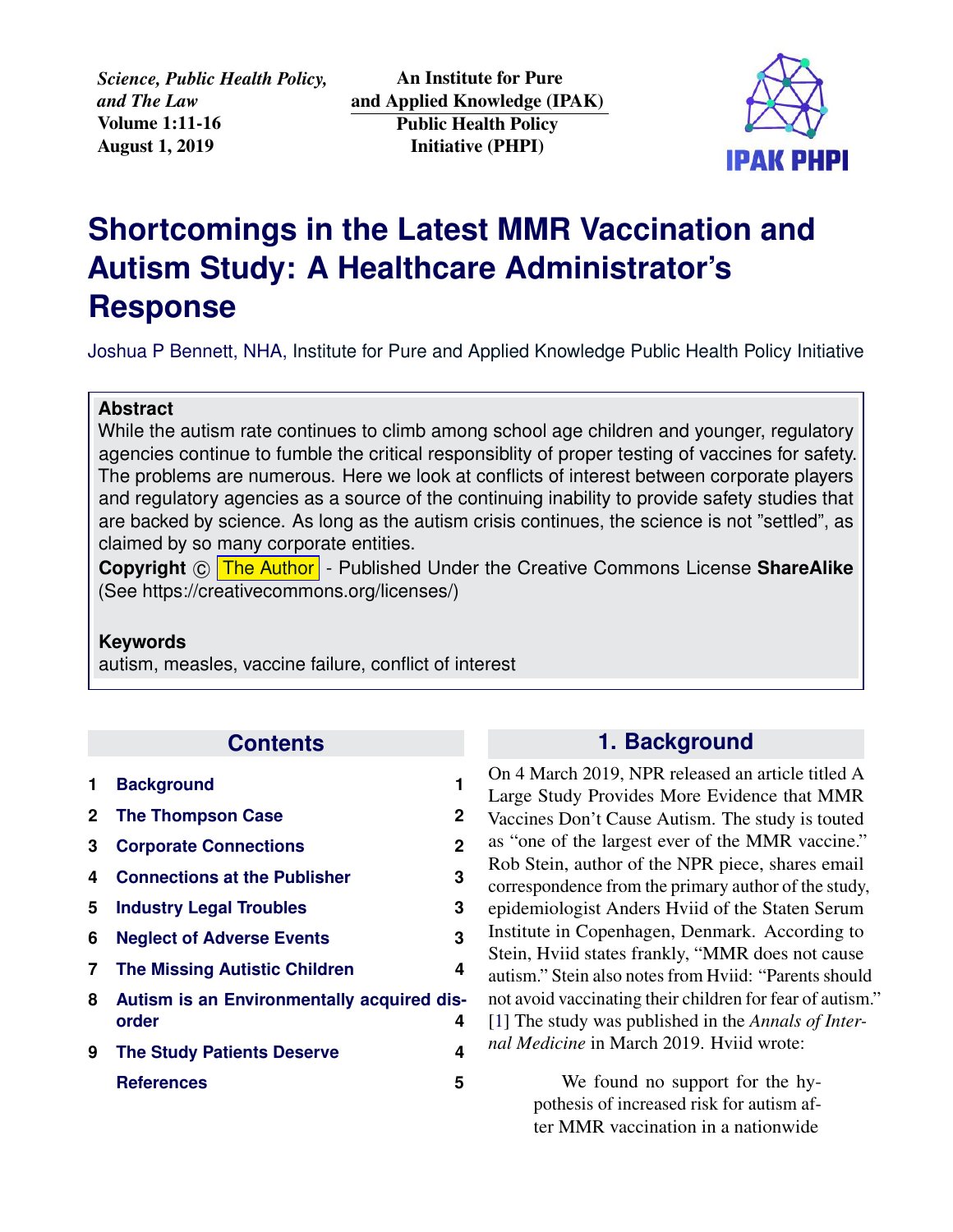Science, Public Health Policy, and The Law
Volume 1:11-16
August 1, 2019

An Institute for Pure and Applied Knowledge (IPAK)
Public Health Policy Initiative (PHPI)

# Shortcomings in the Latest MMR Vaccination and Autism Study: A Healthcare Administrator's Response

Joshua P Bennett, NHA, Institute for Pure and Applied Knowledge Public Health Policy Initiative

**Abstract**

While the autism rate continues to climb among school age children and younger, regulatory agencies continue to fumble the critical responsiblity of proper testing of vaccines for safety. The problems are numerous. Here we look at conflicts of interest between corporate players and regulatory agencies as a source of the continuing inability to provide safety studies that are backed by science. As long as the autism crisis continues, the science is not "settled", as claimed by so many corporate entities.

**Copyright** © The Author - Published Under the Creative Commons License **ShareAlike** (See https://creativecommons.org/licenses/)

**Keywords**

autism, measles, vaccine failure, conflict of interest

## Contents

| | | |
|---|---|---|
| 1 | Background | 1 |
| 2 | The Thompson Case | 2 |
| 3 | Corporate Connections | 2 |
| 4 | Connections at the Publisher | 3 |
| 5 | Industry Legal Troubles | 3 |
| 6 | Neglect of Adverse Events | 3 |
| 7 | The Missing Autistic Children | 4 |
| 8 | Autism is an Environmentally acquired disorder | 4 |
| 9 | The Study Patients Deserve | 4 |
| | References | 5 |

## 1. Background

On 4 March 2019, NPR released an article titled A Large Study Provides More Evidence that MMR Vaccines Don't Cause Autism. The study is touted as "one of the largest ever of the MMR vaccine." Rob Stein, author of the NPR piece, shares email correspondence from the primary author of the study, epidemiologist Anders Hviid of the Staten Serum Institute in Copenhagen, Denmark. According to Stein, Hviid states frankly, "MMR does not cause autism." Stein also notes from Hviid: "Parents should not avoid vaccinating their children for fear of autism." [1] The study was published in the *Annals of Internal Medicine* in March 2019. Hviid wrote:

> We found no support for the hypothesis of increased risk for autism after MMR vaccination in a nationwide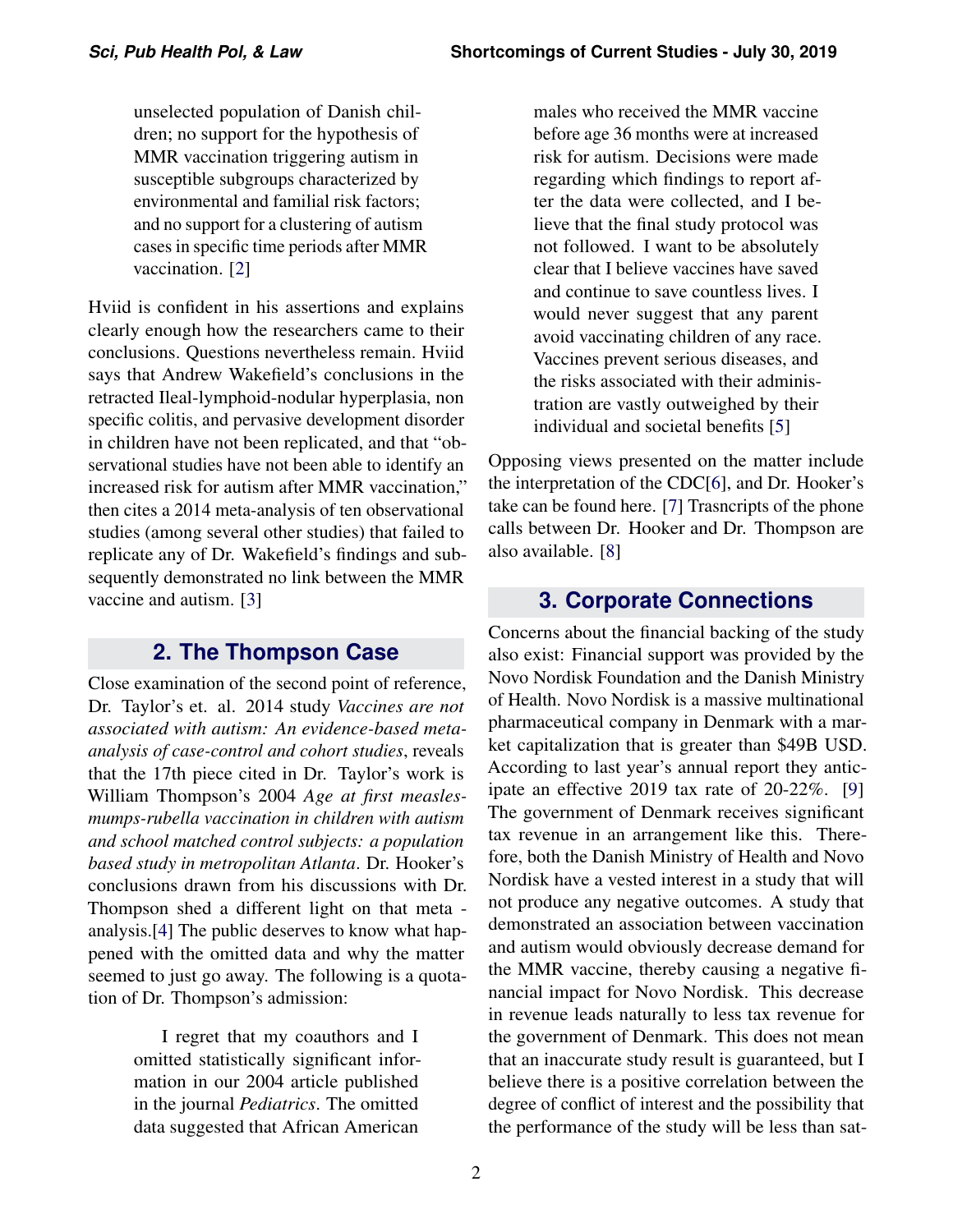> unselected population of Danish children; no support for the hypothesis of MMR vaccination triggering autism in susceptible subgroups characterized by environmental and familial risk factors; and no support for a clustering of autism cases in specific time periods after MMR vaccination. [2]

Hviid is confident in his assertions and explains clearly enough how the researchers came to their conclusions. Questions nevertheless remain. Hviid says that Andrew Wakefield's conclusions in the retracted Ileal-lymphoid-nodular hyperplasia, non specific colitis, and pervasive development disorder in children have not been replicated, and that "observational studies have not been able to identify an increased risk for autism after MMR vaccination," then cites a 2014 meta-analysis of ten observational studies (among several other studies) that failed to replicate any of Dr. Wakefield's findings and subsequently demonstrated no link between the MMR vaccine and autism. [3]

## 2. The Thompson Case

Close examination of the second point of reference, Dr. Taylor's et. al. 2014 study *Vaccines are not associated with autism: An evidence-based meta-analysis of case-control and cohort studies*, reveals that the 17th piece cited in Dr. Taylor's work is William Thompson's 2004 *Age at first measles-mumps-rubella vaccination in children with autism and school matched control subjects: a population based study in metropolitan Atlanta*. Dr. Hooker's conclusions drawn from his discussions with Dr. Thompson shed a different light on that meta - analysis.[4] The public deserves to know what happened with the omitted data and why the matter seemed to just go away. The following is a quotation of Dr. Thompson's admission:

> I regret that my coauthors and I omitted statistically significant information in our 2004 article published in the journal *Pediatrics*. The omitted data suggested that African American males who received the MMR vaccine before age 36 months were at increased risk for autism. Decisions were made regarding which findings to report after the data were collected, and I believe that the final study protocol was not followed. I want to be absolutely clear that I believe vaccines have saved and continue to save countless lives. I would never suggest that any parent avoid vaccinating children of any race. Vaccines prevent serious diseases, and the risks associated with their administration are vastly outweighed by their individual and societal benefits [5]

Opposing views presented on the matter include the interpretation of the CDC[6], and Dr. Hooker's take can be found here. [7] Trasncripts of the phone calls between Dr. Hooker and Dr. Thompson are also available. [8]

## 3. Corporate Connections

Concerns about the financial backing of the study also exist: Financial support was provided by the Novo Nordisk Foundation and the Danish Ministry of Health. Novo Nordisk is a massive multinational pharmaceutical company in Denmark with a market capitalization that is greater than $49B USD. According to last year's annual report they anticipate an effective 2019 tax rate of 20-22%. [9] The government of Denmark receives significant tax revenue in an arrangement like this. Therefore, both the Danish Ministry of Health and Novo Nordisk have a vested interest in a study that will not produce any negative outcomes. A study that demonstrated an association between vaccination and autism would obviously decrease demand for the MMR vaccine, thereby causing a negative financial impact for Novo Nordisk. This decrease in revenue leads naturally to less tax revenue for the government of Denmark. This does not mean that an inaccurate study result is guaranteed, but I believe there is a positive correlation between the degree of conflict of interest and the possibility that the performance of the study will be less than sat-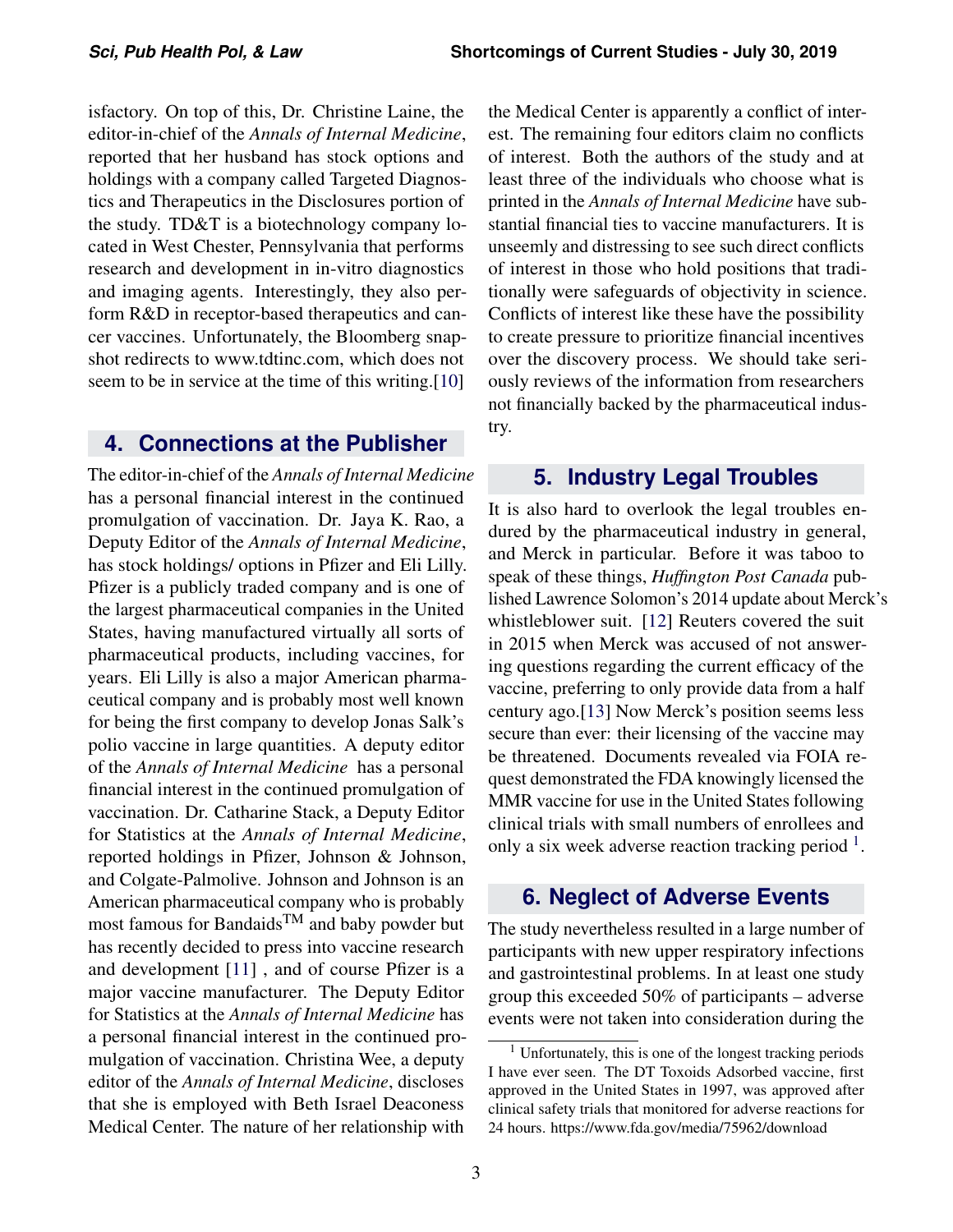isfactory. On top of this, Dr. Christine Laine, the editor-in-chief of the *Annals of Internal Medicine*, reported that her husband has stock options and holdings with a company called Targeted Diagnostics and Therapeutics in the Disclosures portion of the study. TD&T is a biotechnology company located in West Chester, Pennsylvania that performs research and development in in-vitro diagnostics and imaging agents. Interestingly, they also perform R&D in receptor-based therapeutics and cancer vaccines. Unfortunately, the Bloomberg snapshot redirects to www.tdtinc.com, which does not seem to be in service at the time of this writing.[10]

## 4. Connections at the Publisher

The editor-in-chief of the *Annals of Internal Medicine* has a personal financial interest in the continued promulgation of vaccination. Dr. Jaya K. Rao, a Deputy Editor of the *Annals of Internal Medicine*, has stock holdings/ options in Pfizer and Eli Lilly. Pfizer is a publicly traded company and is one of the largest pharmaceutical companies in the United States, having manufactured virtually all sorts of pharmaceutical products, including vaccines, for years. Eli Lilly is also a major American pharmaceutical company and is probably most well known for being the first company to develop Jonas Salk's polio vaccine in large quantities. A deputy editor of the *Annals of Internal Medicine* has a personal financial interest in the continued promulgation of vaccination. Dr. Catharine Stack, a Deputy Editor for Statistics at the *Annals of Internal Medicine*, reported holdings in Pfizer, Johnson & Johnson, and Colgate-Palmolive. Johnson and Johnson is an American pharmaceutical company who is probably most famous for Bandaids™ and baby powder but has recently decided to press into vaccine research and development [11] , and of course Pfizer is a major vaccine manufacturer. The Deputy Editor for Statistics at the *Annals of Internal Medicine* has a personal financial interest in the continued promulgation of vaccination. Christina Wee, a deputy editor of the *Annals of Internal Medicine*, discloses that she is employed with Beth Israel Deaconess Medical Center. The nature of her relationship with the Medical Center is apparently a conflict of interest. The remaining four editors claim no conflicts of interest. Both the authors of the study and at least three of the individuals who choose what is printed in the *Annals of Internal Medicine* have substantial financial ties to vaccine manufacturers. It is unseemly and distressing to see such direct conflicts of interest in those who hold positions that traditionally were safeguards of objectivity in science. Conflicts of interest like these have the possibility to create pressure to prioritize financial incentives over the discovery process. We should take seriously reviews of the information from researchers not financially backed by the pharmaceutical industry.

## 5. Industry Legal Troubles

It is also hard to overlook the legal troubles endured by the pharmaceutical industry in general, and Merck in particular. Before it was taboo to speak of these things, *Huffington Post Canada* published Lawrence Solomon's 2014 update about Merck's whistleblower suit. [12] Reuters covered the suit in 2015 when Merck was accused of not answering questions regarding the current efficacy of the vaccine, preferring to only provide data from a half century ago.[13] Now Merck's position seems less secure than ever: their licensing of the vaccine may be threatened. Documents revealed via FOIA request demonstrated the FDA knowingly licensed the MMR vaccine for use in the United States following clinical trials with small numbers of enrollees and only a six week adverse reaction tracking period [1].

## 6. Neglect of Adverse Events

The study nevertheless resulted in a large number of participants with new upper respiratory infections and gastrointestinal problems. In at least one study group this exceeded 50% of participants – adverse events were not taken into consideration during the

[1] Unfortunately, this is one of the longest tracking periods I have ever seen. The DT Toxoids Adsorbed vaccine, first approved in the United States in 1997, was approved after clinical safety trials that monitored for adverse reactions for 24 hours. https://www.fda.gov/media/75962/download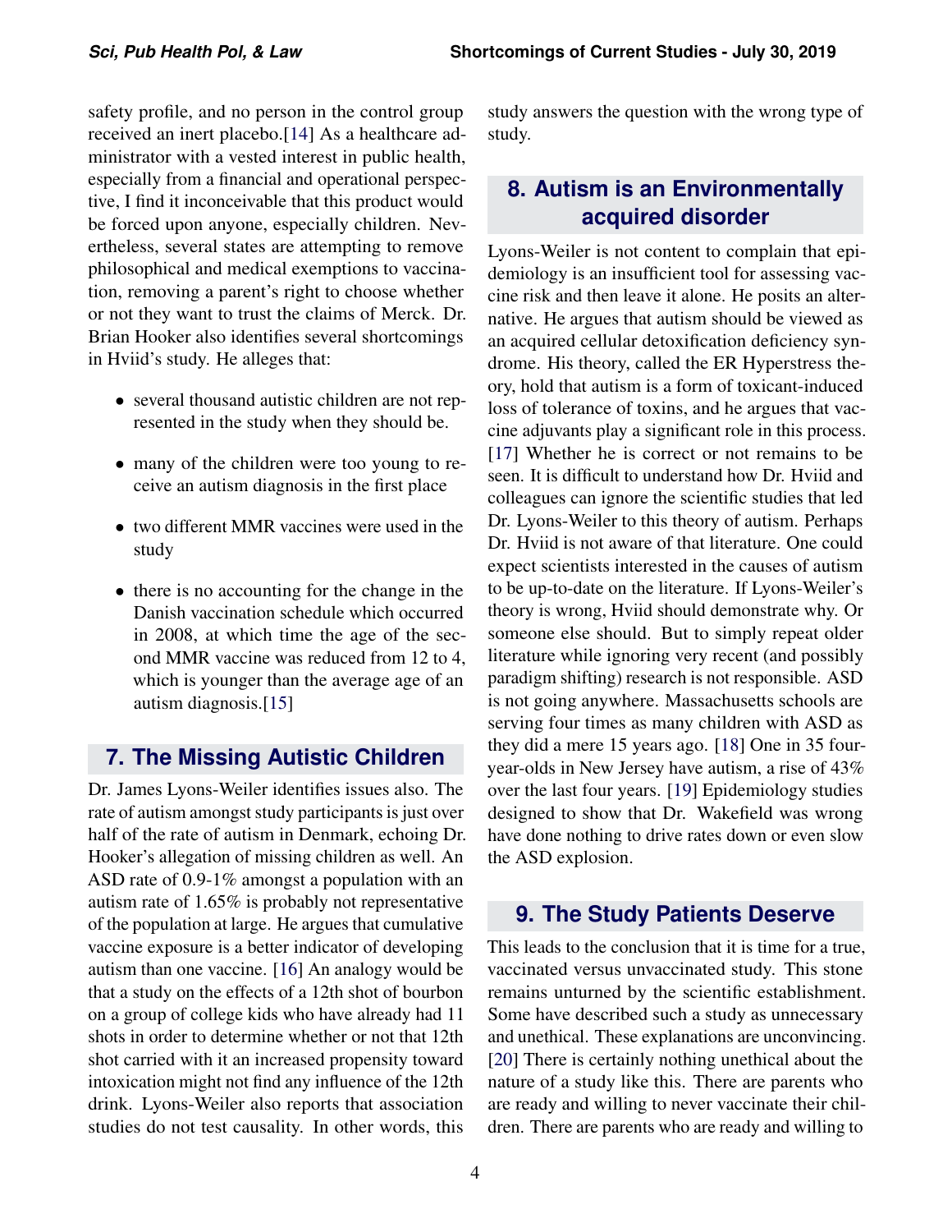safety profile, and no person in the control group received an inert placebo.[14] As a healthcare administrator with a vested interest in public health, especially from a financial and operational perspective, I find it inconceivable that this product would be forced upon anyone, especially children. Nevertheless, several states are attempting to remove philosophical and medical exemptions to vaccination, removing a parent's right to choose whether or not they want to trust the claims of Merck. Dr. Brian Hooker also identifies several shortcomings in Hviid's study. He alleges that:

- several thousand autistic children are not represented in the study when they should be.
- many of the children were too young to receive an autism diagnosis in the first place
- two different MMR vaccines were used in the study
- there is no accounting for the change in the Danish vaccination schedule which occurred in 2008, at which time the age of the second MMR vaccine was reduced from 12 to 4, which is younger than the average age of an autism diagnosis.[15]

## 7. The Missing Autistic Children

Dr. James Lyons-Weiler identifies issues also. The rate of autism amongst study participants is just over half of the rate of autism in Denmark, echoing Dr. Hooker's allegation of missing children as well. An ASD rate of 0.9-1% amongst a population with an autism rate of 1.65% is probably not representative of the population at large. He argues that cumulative vaccine exposure is a better indicator of developing autism than one vaccine. [16] An analogy would be that a study on the effects of a 12th shot of bourbon on a group of college kids who have already had 11 shots in order to determine whether or not that 12th shot carried with it an increased propensity toward intoxication might not find any influence of the 12th drink. Lyons-Weiler also reports that association studies do not test causality. In other words, this study answers the question with the wrong type of study.

## 8. Autism is an Environmentally acquired disorder

Lyons-Weiler is not content to complain that epidemiology is an insufficient tool for assessing vaccine risk and then leave it alone. He posits an alternative. He argues that autism should be viewed as an acquired cellular detoxification deficiency syndrome. His theory, called the ER Hyperstress theory, hold that autism is a form of toxicant-induced loss of tolerance of toxins, and he argues that vaccine adjuvants play a significant role in this process. [17] Whether he is correct or not remains to be seen. It is difficult to understand how Dr. Hviid and colleagues can ignore the scientific studies that led Dr. Lyons-Weiler to this theory of autism. Perhaps Dr. Hviid is not aware of that literature. One could expect scientists interested in the causes of autism to be up-to-date on the literature. If Lyons-Weiler's theory is wrong, Hviid should demonstrate why. Or someone else should. But to simply repeat older literature while ignoring very recent (and possibly paradigm shifting) research is not responsible. ASD is not going anywhere. Massachusetts schools are serving four times as many children with ASD as they did a mere 15 years ago. [18] One in 35 four-year-olds in New Jersey have autism, a rise of 43% over the last four years. [19] Epidemiology studies designed to show that Dr. Wakefield was wrong have done nothing to drive rates down or even slow the ASD explosion.

## 9. The Study Patients Deserve

This leads to the conclusion that it is time for a true, vaccinated versus unvaccinated study. This stone remains unturned by the scientific establishment. Some have described such a study as unnecessary and unethical. These explanations are unconvincing. [20] There is certainly nothing unethical about the nature of a study like this. There are parents who are ready and willing to never vaccinate their children. There are parents who are ready and willing to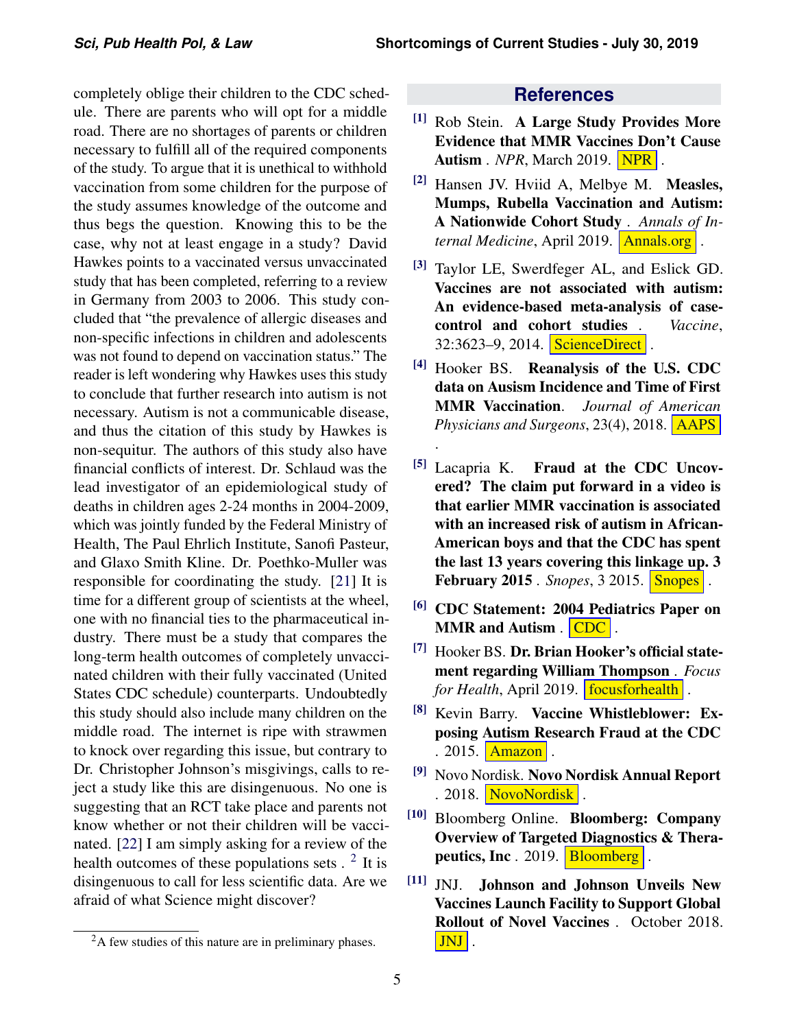completely oblige their children to the CDC schedule. There are parents who will opt for a middle road. There are no shortages of parents or children necessary to fulfill all of the required components of the study. To argue that it is unethical to withhold vaccination from some children for the purpose of the study assumes knowledge of the outcome and thus begs the question. Knowing this to be the case, why not at least engage in a study? David Hawkes points to a vaccinated versus unvaccinated study that has been completed, referring to a review in Germany from 2003 to 2006. This study concluded that "the prevalence of allergic diseases and non-specific infections in children and adolescents was not found to depend on vaccination status." The reader is left wondering why Hawkes uses this study to conclude that further research into autism is not necessary. Autism is not a communicable disease, and thus the citation of this study by Hawkes is non-sequitur. The authors of this study also have financial conflicts of interest. Dr. Schlaud was the lead investigator of an epidemiological study of deaths in children ages 2-24 months in 2004-2009, which was jointly funded by the Federal Ministry of Health, The Paul Ehrlich Institute, Sanofi Pasteur, and Glaxo Smith Kline. Dr. Poethko-Muller was responsible for coordinating the study. [21] It is time for a different group of scientists at the wheel, one with no financial ties to the pharmaceutical industry. There must be a study that compares the long-term health outcomes of completely unvaccinated children with their fully vaccinated (United States CDC schedule) counterparts. Undoubtedly this study should also include many children on the middle road. The internet is ripe with strawmen to knock over regarding this issue, but contrary to Dr. Christopher Johnson's misgivings, calls to reject a study like this are disingenuous. No one is suggesting that an RCT take place and parents not know whether or not their children will be vaccinated. [22] I am simply asking for a review of the health outcomes of these populations sets . [2] It is disingenuous to call for less scientific data. Are we afraid of what Science might discover?

[2] A few studies of this nature are in preliminary phases.

## References

[1] Rob Stein. **A Large Study Provides More Evidence that MMR Vaccines Don't Cause Autism** . *NPR*, March 2019. NPR .

[2] Hansen JV. Hviid A, Melbye M. **Measles, Mumps, Rubella Vaccination and Autism: A Nationwide Cohort Study** . *Annals of Internal Medicine*, April 2019. Annals.org .

[3] Taylor LE, Swerdfeger AL, and Eslick GD. **Vaccines are not associated with autism: An evidence-based meta-analysis of case-control and cohort studies** . *Vaccine*, 32:3623–9, 2014. ScienceDirect .

[4] Hooker BS. **Reanalysis of the U.S. CDC data on Ausism Incidence and Time of First MMR Vaccination**. *Journal of American Physicians and Surgeons*, 23(4), 2018. AAPS .

[5] Lacapria K. **Fraud at the CDC Uncovered? The claim put forward in a video is that earlier MMR vaccination is associated with an increased risk of autism in African-American boys and that the CDC has spent the last 13 years covering this linkage up. 3 February 2015** . *Snopes*, 3 2015. Snopes .

[6] **CDC Statement: 2004 Pediatrics Paper on MMR and Autism** . CDC .

[7] Hooker BS. **Dr. Brian Hooker's official statement regarding William Thompson** . *Focus for Health*, April 2019. focusforhealth .

[8] Kevin Barry. **Vaccine Whistleblower: Exposing Autism Research Fraud at the CDC** . 2015. Amazon .

[9] Novo Nordisk. **Novo Nordisk Annual Report** . 2018. NovoNordisk .

[10] Bloomberg Online. **Bloomberg: Company Overview of Targeted Diagnostics & Therapeutics, Inc** . 2019. Bloomberg .

[11] JNJ. **Johnson and Johnson Unveils New Vaccines Launch Facility to Support Global Rollout of Novel Vaccines** . October 2018. JNJ .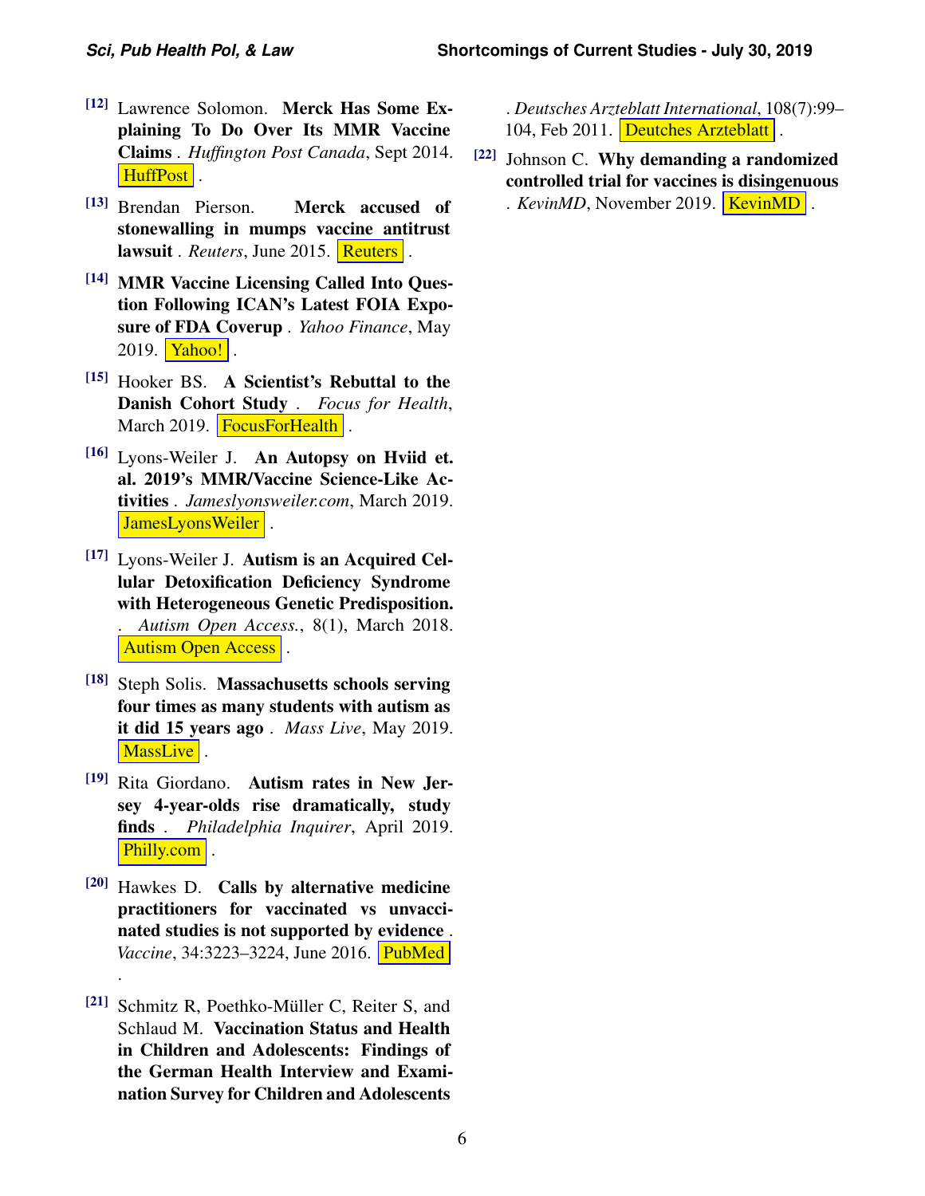[12] Lawrence Solomon. **Merck Has Some Explaining To Do Over Its MMR Vaccine Claims** . *Huffington Post Canada*, Sept 2014. HuffPost .

[13] Brendan Pierson. **Merck accused of stonewalling in mumps vaccine antitrust lawsuit** . *Reuters*, June 2015. Reuters .

[14] **MMR Vaccine Licensing Called Into Question Following ICAN's Latest FOIA Exposure of FDA Coverup** . *Yahoo Finance*, May 2019. Yahoo! .

[15] Hooker BS. **A Scientist's Rebuttal to the Danish Cohort Study** . *Focus for Health*, March 2019. FocusForHealth .

[16] Lyons-Weiler J. **An Autopsy on Hviid et. al. 2019's MMR/Vaccine Science-Like Activities** . *Jameslyonsweiler.com*, March 2019. JamesLyonsWeiler .

[17] Lyons-Weiler J. **Autism is an Acquired Cellular Detoxification Deficiency Syndrome with Heterogeneous Genetic Predisposition.** . *Autism Open Access.*, 8(1), March 2018. Autism Open Access .

[18] Steph Solis. **Massachusetts schools serving four times as many students with autism as it did 15 years ago** . *Mass Live*, May 2019. MassLive .

[19] Rita Giordano. **Autism rates in New Jersey 4-year-olds rise dramatically, study finds** . *Philadelphia Inquirer*, April 2019. Philly.com .

[20] Hawkes D. **Calls by alternative medicine practitioners for vaccinated vs unvaccinated studies is not supported by evidence** . *Vaccine*, 34:3223–3224, June 2016. PubMed .

[21] Schmitz R, Poethko-Müller C, Reiter S, and Schlaud M. **Vaccination Status and Health in Children and Adolescents: Findings of the German Health Interview and Examination Survey for Children and Adolescents** . *Deutsches Arzteblatt International*, 108(7):99–104, Feb 2011. Deutches Arzteblatt .

[22] Johnson C. **Why demanding a randomized controlled trial for vaccines is disingenuous** . *KevinMD*, November 2019. KevinMD .